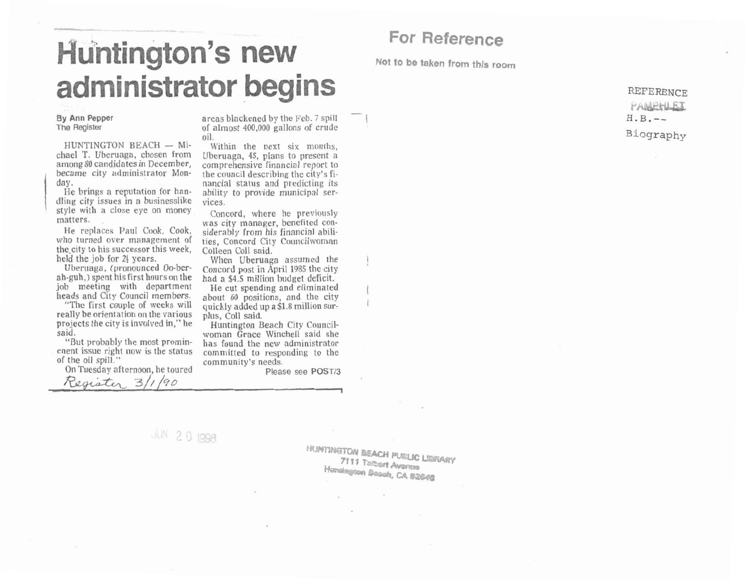# Huntington's new administrator begins

For Reference

Not to be taken from this room

REFERENCE
PAMPHLET
H.B.--
Biography

**By Ann Pepper**
The Register

HUNTINGTON BEACH — Michael T. Uberuaga, chosen from among 80 candidates in December, became city administrator Monday.

He brings a reputation for handling city issues in a businesslike style with a close eye on money matters.

He replaces Paul Cook. Cook, who turned over management of the city to his successor this week, held the job for 2½ years.

Uberuaga, (pronounced Oo-ber-ah-guh,) spent his first hours on the job meeting with department heads and City Council members.

"The first couple of weeks will really be orientation on the various projects the city is involved in," he said.

"But probably the most prominent issue right now is the status of the oil spill."

On Tuesday afternoon, he toured areas blackened by the Feb. 7 spill of almost 400,000 gallons of crude oil.

Within the next six months, Uberuaga, 45, plans to present a comprehensive financial report to the council describing the city's financial status and predicting its ability to provide municipal services.

Concord, where he previously was city manager, benefited considerably from his financial abilities, Concord City Councilwoman Colleen Coll said.

When Uberuaga assumed the Concord post in April 1985 the city had a $4.5 million budget deficit.

He cut spending and eliminated about 60 positions, and the city quickly added up a $1.8 million surplus, Coll said.

Huntington Beach City Councilwoman Grace Winchell said she has found the new administrator committed to responding to the community's needs.

Please see **POST/3**

*Register 3/1/90*

JUN 20 1998

HUNTINGTON BEACH PUBLIC LIBRARY
7111 Talbert Avenue
Huntington Beach, CA 92648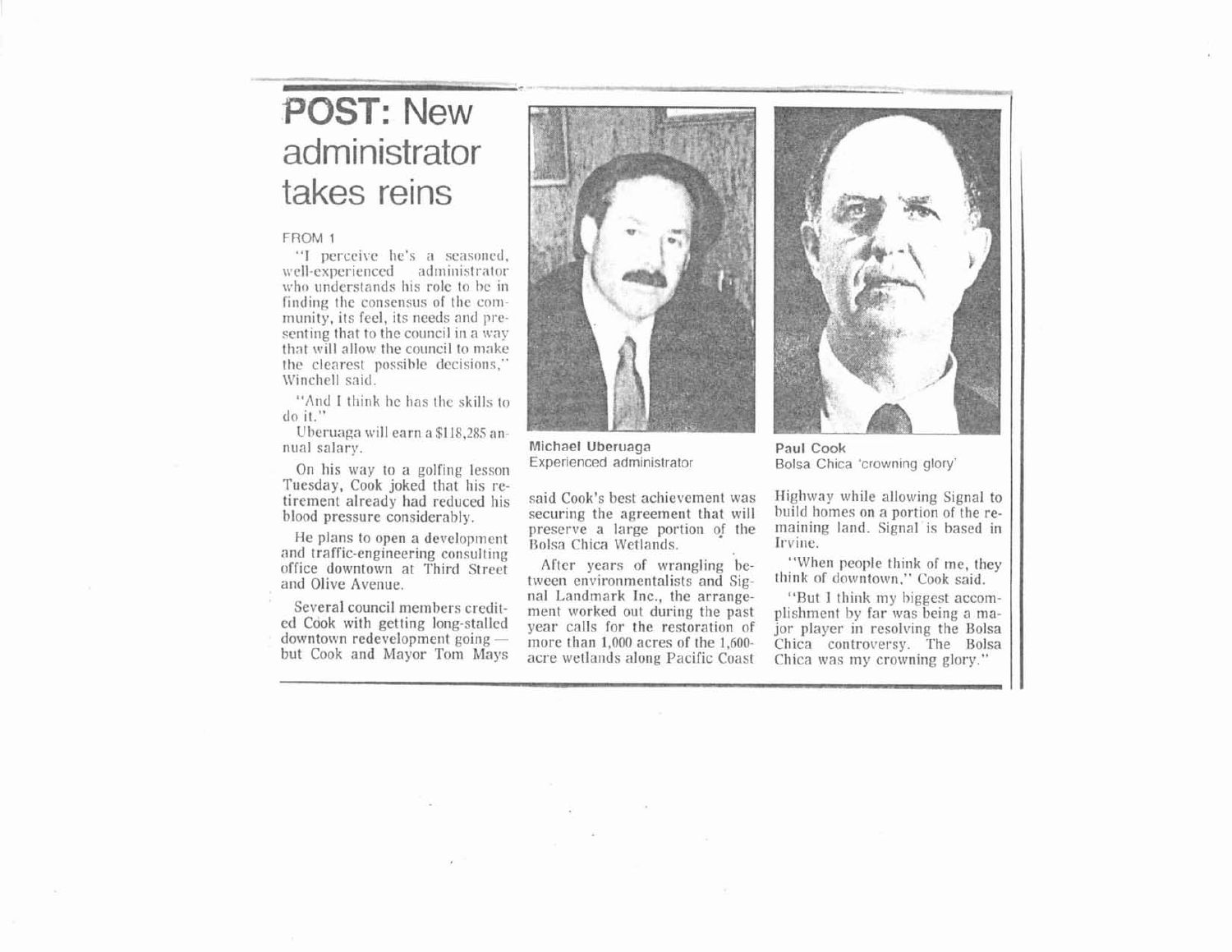# POST: New administrator takes reins

FROM 1

"I perceive he's a seasoned, well-experienced administrator who understands his role to be in finding the consensus of the community, its feel, its needs and presenting that to the council in a way that will allow the council to make the clearest possible decisions," Winchell said.

"And I think he has the skills to do it."

Uberuaga will earn a $118,285 annual salary.

On his way to a golfing lesson Tuesday, Cook joked that his retirement already had reduced his blood pressure considerably.

He plans to open a development and traffic-engineering consulting office downtown at Third Street and Olive Avenue.

Several council members credited Cook with getting long-stalled downtown redevelopment going — but Cook and Mayor Tom Mays said Cook's best achievement was securing the agreement that will preserve a large portion of the Bolsa Chica Wetlands.

After years of wrangling between environmentalists and Signal Landmark Inc., the arrangement worked out during the past year calls for the restoration of more than 1,000 acres of the 1,600-acre wetlands along Pacific Coast Highway while allowing Signal to build homes on a portion of the remaining land. Signal is based in Irvine.

"When people think of me, they think of downtown," Cook said.

"But I think my biggest accomplishment by far was being a major player in resolving the Bolsa Chica controversy. The Bolsa Chica was my crowning glory."

**Michael Uberuaga**
Experienced administrator

**Paul Cook**
Bolsa Chica 'crowning glory'